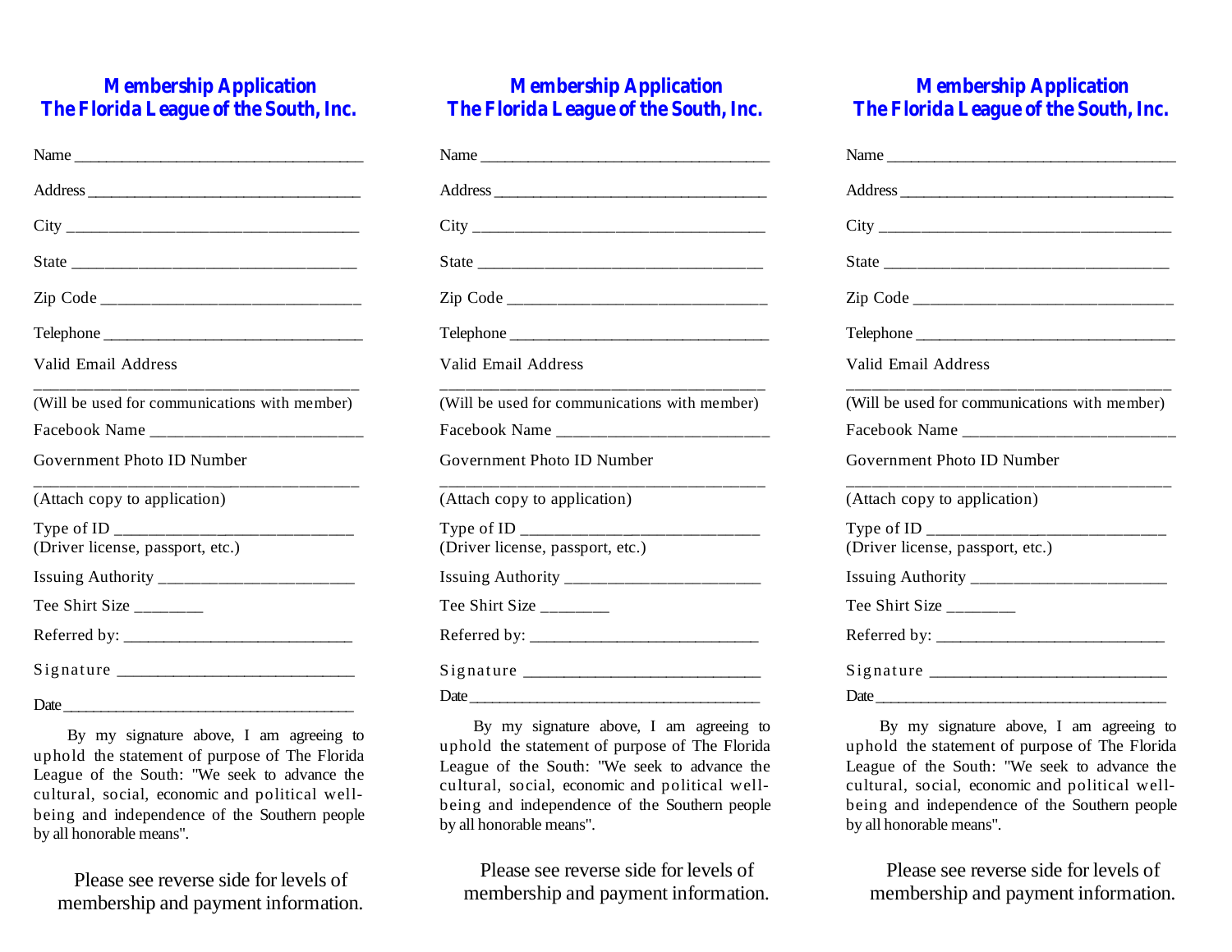## Membership Application
## The Florida League of the South, Inc.

Name ___________________________________

Address _________________________________

City ___________________________________

State _________________________________

Zip Code _______________________________

Telephone ______________________________

Valid Email Address

_____________________________________

(Will be used for communications with member)

Facebook Name _________________________

Government Photo ID Number

_____________________________________

(Attach copy to application)

Type of ID ____________________________
(Driver license, passport, etc.)

Issuing Authority ______________________

Tee Shirt Size ________

Referred by: ___________________________

Signature ____________________________

Date _________________________________

By my signature above, I am agreeing to uphold the statement of purpose of The Florida League of the South: "We seek to advance the cultural, social, economic and political well-being and independence of the Southern people by all honorable means".

Please see reverse side for levels of membership and payment information.

## Membership Application
## The Florida League of the South, Inc.

Name ___________________________________

Address _________________________________

City ___________________________________

State _________________________________

Zip Code _______________________________

Telephone ______________________________

Valid Email Address

_____________________________________

(Will be used for communications with member)

Facebook Name _________________________

Government Photo ID Number

_____________________________________

(Attach copy to application)

Type of ID ____________________________
(Driver license, passport, etc.)

Issuing Authority ______________________

Tee Shirt Size ________

Referred by: ___________________________

Signature ____________________________

Date _________________________________

By my signature above, I am agreeing to uphold the statement of purpose of The Florida League of the South: "We seek to advance the cultural, social, economic and political well-being and independence of the Southern people by all honorable means".

Please see reverse side for levels of membership and payment information.

## Membership Application
## The Florida League of the South, Inc.

Name ___________________________________

Address _________________________________

City ___________________________________

State _________________________________

Zip Code _______________________________

Telephone ______________________________

Valid Email Address

_____________________________________

(Will be used for communications with member)

Facebook Name _________________________

Government Photo ID Number

_____________________________________

(Attach copy to application)

Type of ID ____________________________
(Driver license, passport, etc.)

Issuing Authority ______________________

Tee Shirt Size ________

Referred by: ___________________________

Signature ____________________________

Date _________________________________

By my signature above, I am agreeing to uphold the statement of purpose of The Florida League of the South: "We seek to advance the cultural, social, economic and political well-being and independence of the Southern people by all honorable means".

Please see reverse side for levels of membership and payment information.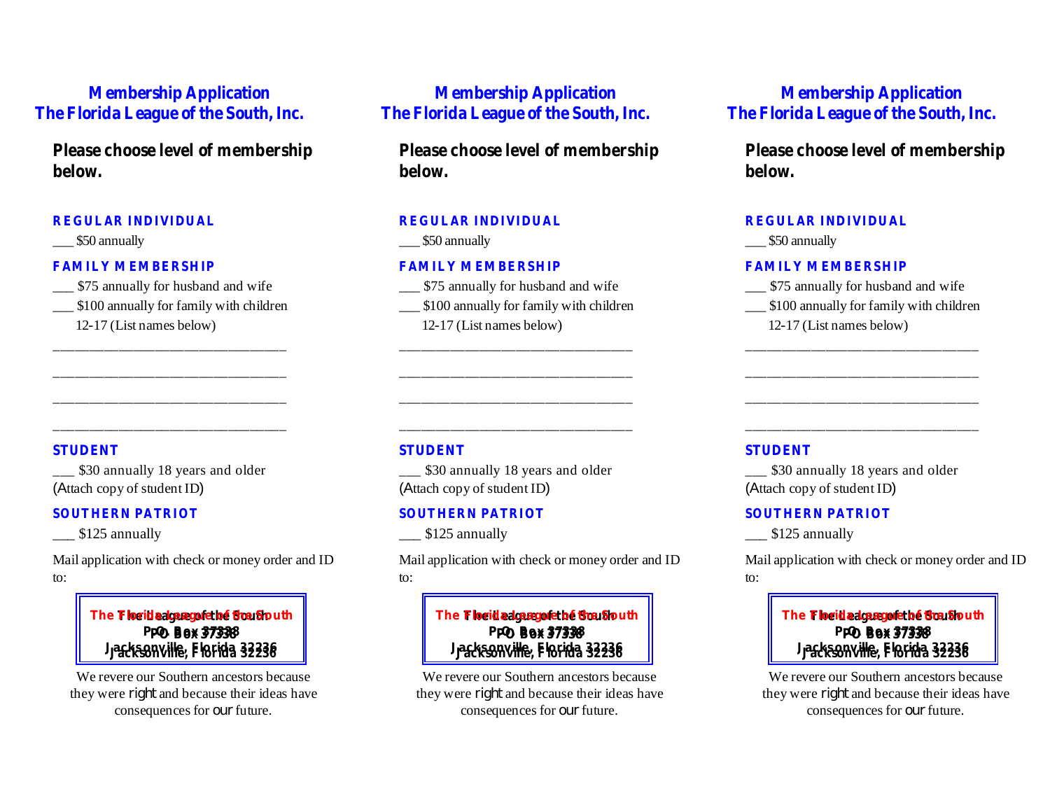## Membership Application
## The Florida League of the South, Inc.

**Please choose level of membership below.**

**REGULAR INDIVIDUAL**

___ $50 annually

**FAMILY MEMBERSHIP**

___ $75 annually for husband and wife

___ $100 annually for family with children 12-17 (List names below)

________________________________

________________________________

________________________________

________________________________

**STUDENT**

___ $30 annually 18 years and older (Attach copy of student ID)

**SOUTHERN PATRIOT**

___ $125 annually

Mail application with check or money order and ID to:

**The Florida League of the South**
**P.O. Box 37338**
**Jacksonville, Florida 32236**

We revere our Southern ancestors because they were *right* and because their ideas have consequences for *our* future.

## Membership Application
## The Florida League of the South, Inc.

**Please choose level of membership below.**

**REGULAR INDIVIDUAL**

___ $50 annually

**FAMILY MEMBERSHIP**

___ $75 annually for husband and wife

___ $100 annually for family with children 12-17 (List names below)

________________________________

________________________________

________________________________

________________________________

**STUDENT**

___ $30 annually 18 years and older (Attach copy of student ID)

**SOUTHERN PATRIOT**

___ $125 annually

Mail application with check or money order and ID to:

**The Florida League of the South**
**P.O. Box 37338**
**Jacksonville, Florida 32236**

We revere our Southern ancestors because they were *right* and because their ideas have consequences for *our* future.

## Membership Application
## The Florida League of the South, Inc.

**Please choose level of membership below.**

**REGULAR INDIVIDUAL**

___ $50 annually

**FAMILY MEMBERSHIP**

___ $75 annually for husband and wife

___ $100 annually for family with children 12-17 (List names below)

________________________________

________________________________

________________________________

________________________________

**STUDENT**

___ $30 annually 18 years and older (Attach copy of student ID)

**SOUTHERN PATRIOT**

___ $125 annually

Mail application with check or money order and ID to:

**The Florida League of the South**
**P.O. Box 37338**
**Jacksonville, Florida 32236**

We revere our Southern ancestors because they were *right* and because their ideas have consequences for *our* future.